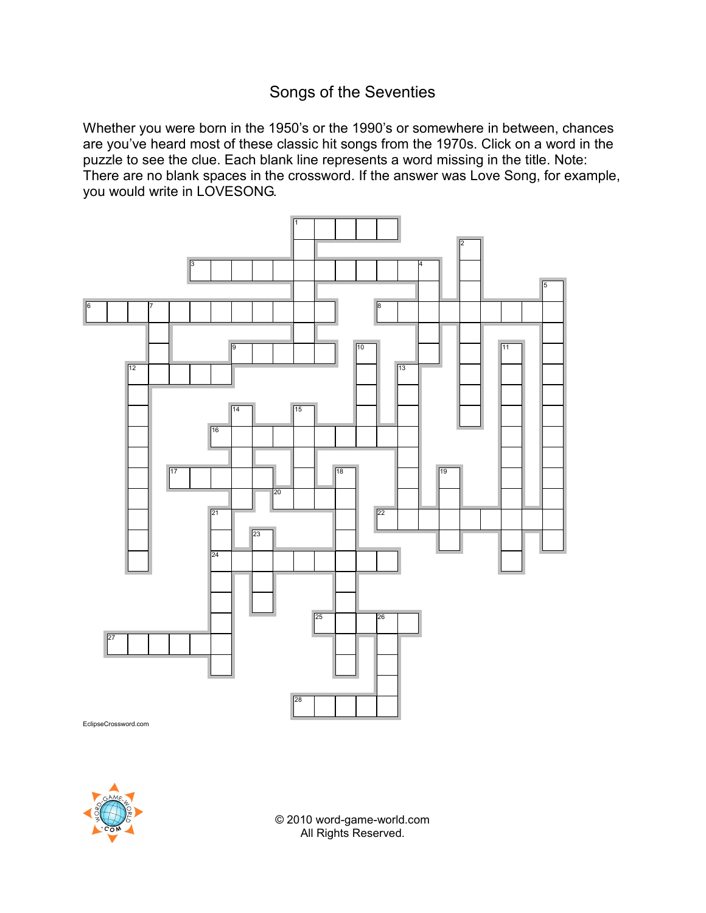# Songs of the Seventies

Whether you were born in the 1950's or the 1990's or somewhere in between, chances are you've heard most of these classic hit songs from the 1970s. Click on a word in the puzzle to see the clue. Each blank line represents a word missing in the title. Note: There are no blank spaces in the crossword. If the answer was Love Song, for example, you would write in LOVESONG.

EclipseCrossword.com

© 2010 word-game-world.com
All Rights Reserved.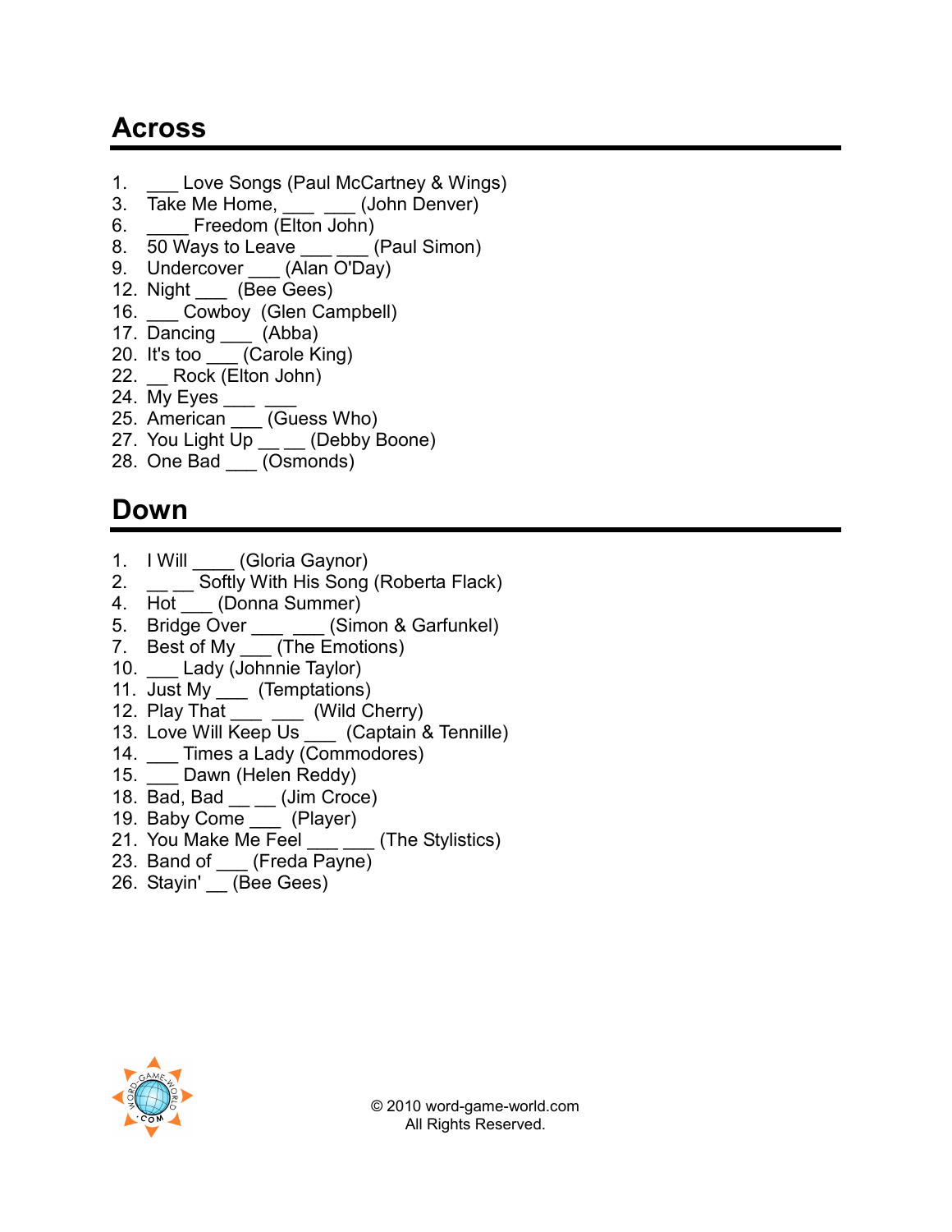## Across

1. ___ Love Songs (Paul McCartney & Wings)
3. Take Me Home, ___ ___ (John Denver)
6. ____ Freedom (Elton John)
8. 50 Ways to Leave ___ ___ (Paul Simon)
9. Undercover ___ (Alan O'Day)
12. Night ___ (Bee Gees)
16. ___ Cowboy (Glen Campbell)
17. Dancing ___ (Abba)
20. It's too ___ (Carole King)
22. __ Rock (Elton John)
24. My Eyes ___ ___
25. American ___ (Guess Who)
27. You Light Up __ __ (Debby Boone)
28. One Bad ___ (Osmonds)

## Down

1. I Will ____ (Gloria Gaynor)
2. __ __ Softly With His Song (Roberta Flack)
4. Hot ___ (Donna Summer)
5. Bridge Over ___ ___ (Simon & Garfunkel)
7. Best of My ___ (The Emotions)
10. ___ Lady (Johnnie Taylor)
11. Just My ___ (Temptations)
12. Play That ___ ___ (Wild Cherry)
13. Love Will Keep Us ___ (Captain & Tennille)
14. ___ Times a Lady (Commodores)
15. ___ Dawn (Helen Reddy)
18. Bad, Bad __ __ (Jim Croce)
19. Baby Come ___ (Player)
21. You Make Me Feel ___ ___ (The Stylistics)
23. Band of ___ (Freda Payne)
26. Stayin' __ (Bee Gees)

© 2010 word-game-world.com
All Rights Reserved.